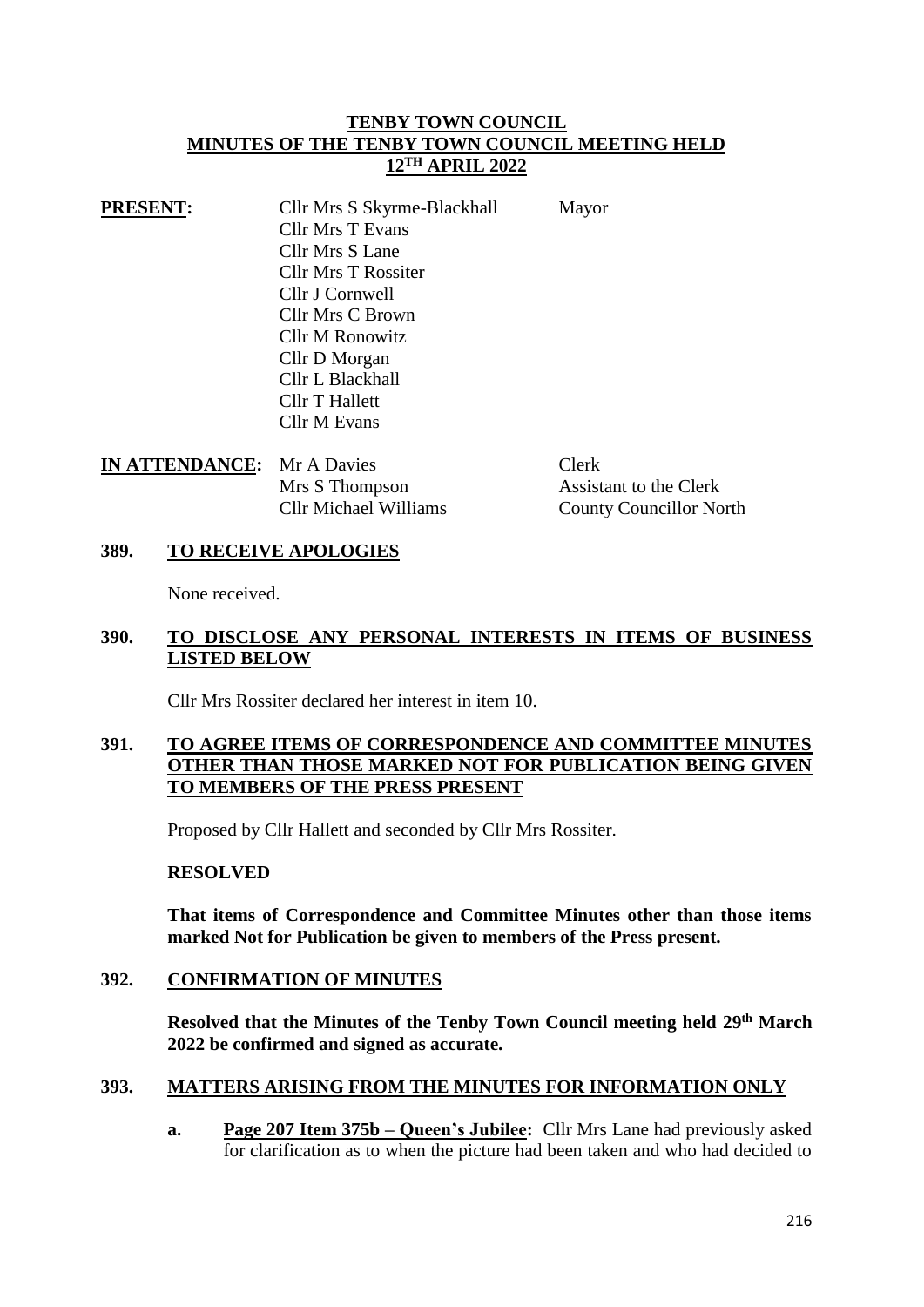# TENBY TOWN COUNCIL
# MINUTES OF THE TENBY TOWN COUNCIL MEETING HELD 12TH APRIL 2022

**PRESENT:**

| | | |
|---|---|---|
| Cllr Mrs S Skyrme-Blackhall | Mayor |
| Cllr Mrs T Evans | |
| Cllr Mrs S Lane | |
| Cllr Mrs T Rossiter | |
| Cllr J Cornwell | |
| Cllr Mrs C Brown | |
| Cllr M Ronowitz | |
| Cllr D Morgan | |
| Cllr L Blackhall | |
| Cllr T Hallett | |
| Cllr M Evans | |

**IN ATTENDANCE:**

| | |
|---|---|
| Mr A Davies | Clerk |
| Mrs S Thompson | Assistant to the Clerk |
| Cllr Michael Williams | County Councillor North |

## 389. TO RECEIVE APOLOGIES

None received.

## 390. TO DISCLOSE ANY PERSONAL INTERESTS IN ITEMS OF BUSINESS LISTED BELOW

Cllr Mrs Rossiter declared her interest in item 10.

## 391. TO AGREE ITEMS OF CORRESPONDENCE AND COMMITTEE MINUTES OTHER THAN THOSE MARKED NOT FOR PUBLICATION BEING GIVEN TO MEMBERS OF THE PRESS PRESENT

Proposed by Cllr Hallett and seconded by Cllr Mrs Rossiter.

**RESOLVED**

**That items of Correspondence and Committee Minutes other than those items marked Not for Publication be given to members of the Press present.**

## 392. CONFIRMATION OF MINUTES

**Resolved that the Minutes of the Tenby Town Council meeting held 29th March 2022 be confirmed and signed as accurate.**

## 393. MATTERS ARISING FROM THE MINUTES FOR INFORMATION ONLY

**a. Page 207 Item 375b – Queen's Jubilee:** Cllr Mrs Lane had previously asked for clarification as to when the picture had been taken and who had decided to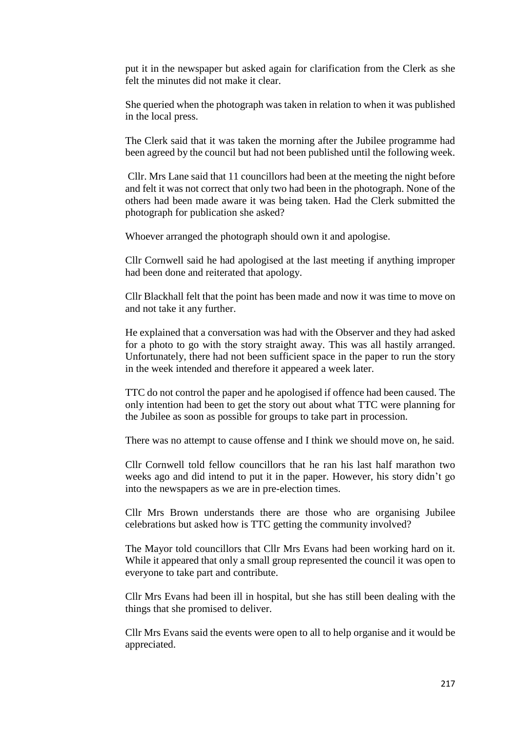put it in the newspaper but asked again for clarification from the Clerk as she felt the minutes did not make it clear.

She queried when the photograph was taken in relation to when it was published in the local press.

The Clerk said that it was taken the morning after the Jubilee programme had been agreed by the council but had not been published until the following week.

Cllr. Mrs Lane said that 11 councillors had been at the meeting the night before and felt it was not correct that only two had been in the photograph. None of the others had been made aware it was being taken. Had the Clerk submitted the photograph for publication she asked?

Whoever arranged the photograph should own it and apologise.

Cllr Cornwell said he had apologised at the last meeting if anything improper had been done and reiterated that apology.

Cllr Blackhall felt that the point has been made and now it was time to move on and not take it any further.

He explained that a conversation was had with the Observer and they had asked for a photo to go with the story straight away. This was all hastily arranged. Unfortunately, there had not been sufficient space in the paper to run the story in the week intended and therefore it appeared a week later.

TTC do not control the paper and he apologised if offence had been caused. The only intention had been to get the story out about what TTC were planning for the Jubilee as soon as possible for groups to take part in procession.

There was no attempt to cause offense and I think we should move on, he said.

Cllr Cornwell told fellow councillors that he ran his last half marathon two weeks ago and did intend to put it in the paper. However, his story didn't go into the newspapers as we are in pre-election times.

Cllr Mrs Brown understands there are those who are organising Jubilee celebrations but asked how is TTC getting the community involved?

The Mayor told councillors that Cllr Mrs Evans had been working hard on it. While it appeared that only a small group represented the council it was open to everyone to take part and contribute.

Cllr Mrs Evans had been ill in hospital, but she has still been dealing with the things that she promised to deliver.

Cllr Mrs Evans said the events were open to all to help organise and it would be appreciated.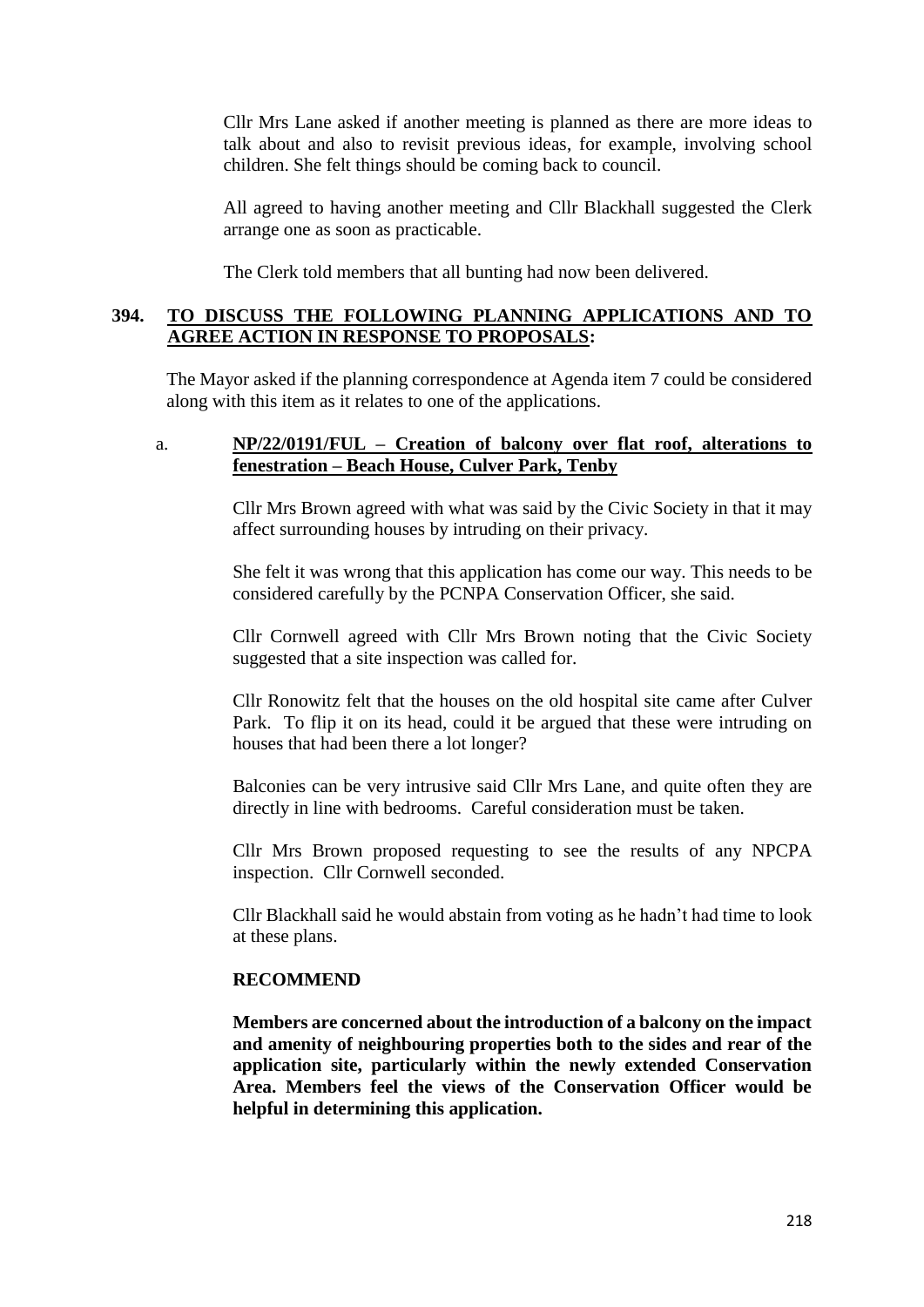Cllr Mrs Lane asked if another meeting is planned as there are more ideas to talk about and also to revisit previous ideas, for example, involving school children. She felt things should be coming back to council.

All agreed to having another meeting and Cllr Blackhall suggested the Clerk arrange one as soon as practicable.

The Clerk told members that all bunting had now been delivered.

## 394. <u>TO DISCUSS THE FOLLOWING PLANNING APPLICATIONS AND TO AGREE ACTION IN RESPONSE TO PROPOSALS:</u>

The Mayor asked if the planning correspondence at Agenda item 7 could be considered along with this item as it relates to one of the applications.

a. **<u>NP/22/0191/FUL – Creation of balcony over flat roof, alterations to fenestration – Beach House, Culver Park, Tenby</u>**

Cllr Mrs Brown agreed with what was said by the Civic Society in that it may affect surrounding houses by intruding on their privacy.

She felt it was wrong that this application has come our way. This needs to be considered carefully by the PCNPA Conservation Officer, she said.

Cllr Cornwell agreed with Cllr Mrs Brown noting that the Civic Society suggested that a site inspection was called for.

Cllr Ronowitz felt that the houses on the old hospital site came after Culver Park. To flip it on its head, could it be argued that these were intruding on houses that had been there a lot longer?

Balconies can be very intrusive said Cllr Mrs Lane, and quite often they are directly in line with bedrooms. Careful consideration must be taken.

Cllr Mrs Brown proposed requesting to see the results of any NPCPA inspection. Cllr Cornwell seconded.

Cllr Blackhall said he would abstain from voting as he hadn't had time to look at these plans.

**RECOMMEND**

**Members are concerned about the introduction of a balcony on the impact and amenity of neighbouring properties both to the sides and rear of the application site, particularly within the newly extended Conservation Area. Members feel the views of the Conservation Officer would be helpful in determining this application.**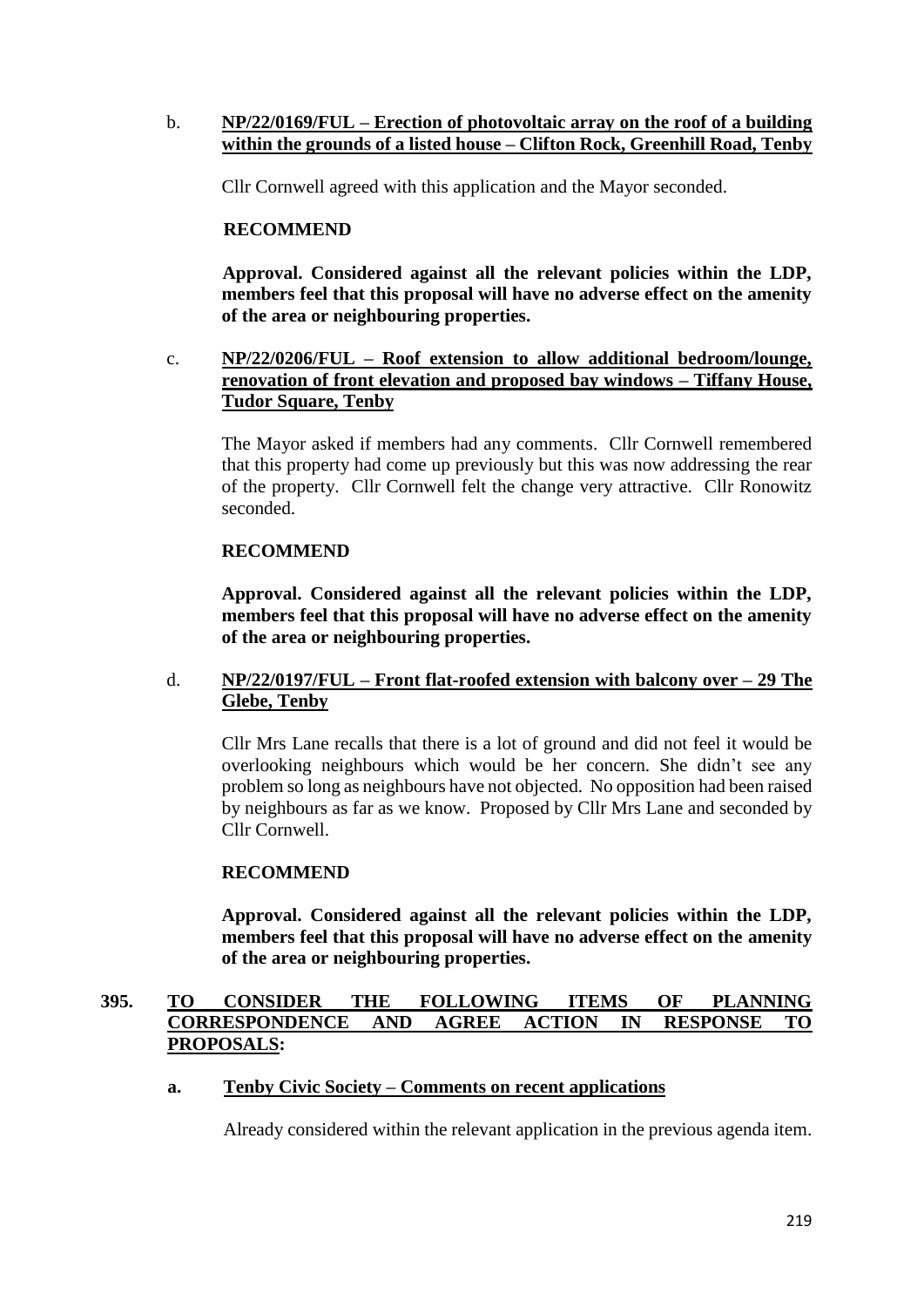b. **NP/22/0169/FUL – Erection of photovoltaic array on the roof of a building within the grounds of a listed house – Clifton Rock, Greenhill Road, Tenby**

Cllr Cornwell agreed with this application and the Mayor seconded.

**RECOMMEND**

**Approval. Considered against all the relevant policies within the LDP, members feel that this proposal will have no adverse effect on the amenity of the area or neighbouring properties.**

c. **NP/22/0206/FUL – Roof extension to allow additional bedroom/lounge, renovation of front elevation and proposed bay windows – Tiffany House, Tudor Square, Tenby**

The Mayor asked if members had any comments. Cllr Cornwell remembered that this property had come up previously but this was now addressing the rear of the property. Cllr Cornwell felt the change very attractive. Cllr Ronowitz seconded.

**RECOMMEND**

**Approval. Considered against all the relevant policies within the LDP, members feel that this proposal will have no adverse effect on the amenity of the area or neighbouring properties.**

d. **NP/22/0197/FUL – Front flat-roofed extension with balcony over – 29 The Glebe, Tenby**

Cllr Mrs Lane recalls that there is a lot of ground and did not feel it would be overlooking neighbours which would be her concern. She didn't see any problem so long as neighbours have not objected. No opposition had been raised by neighbours as far as we know. Proposed by Cllr Mrs Lane and seconded by Cllr Cornwell.

**RECOMMEND**

**Approval. Considered against all the relevant policies within the LDP, members feel that this proposal will have no adverse effect on the amenity of the area or neighbouring properties.**

## 395. TO CONSIDER THE FOLLOWING ITEMS OF PLANNING CORRESPONDENCE AND AGREE ACTION IN RESPONSE TO PROPOSALS:

**a. Tenby Civic Society – Comments on recent applications**

Already considered within the relevant application in the previous agenda item.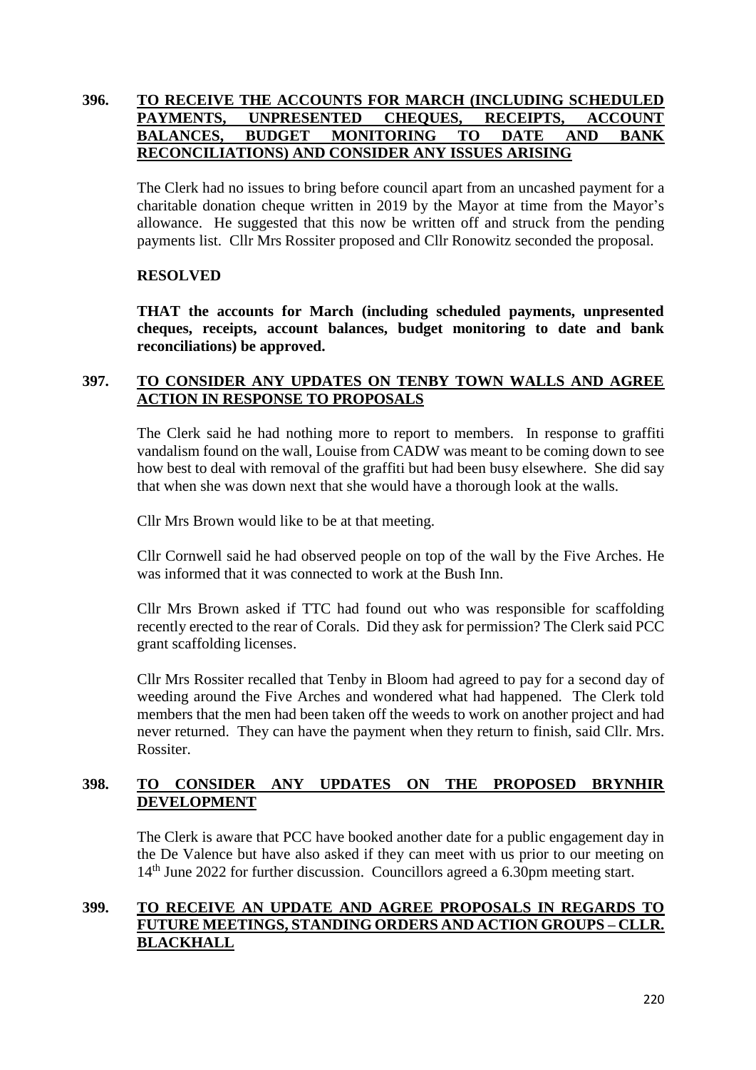## 396. TO RECEIVE THE ACCOUNTS FOR MARCH (INCLUDING SCHEDULED PAYMENTS, UNPRESENTED CHEQUES, RECEIPTS, ACCOUNT BALANCES, BUDGET MONITORING TO DATE AND BANK RECONCILIATIONS) AND CONSIDER ANY ISSUES ARISING

The Clerk had no issues to bring before council apart from an uncashed payment for a charitable donation cheque written in 2019 by the Mayor at time from the Mayor's allowance. He suggested that this now be written off and struck from the pending payments list. Cllr Mrs Rossiter proposed and Cllr Ronowitz seconded the proposal.

**RESOLVED**

**THAT the accounts for March (including scheduled payments, unpresented cheques, receipts, account balances, budget monitoring to date and bank reconciliations) be approved.**

## 397. TO CONSIDER ANY UPDATES ON TENBY TOWN WALLS AND AGREE ACTION IN RESPONSE TO PROPOSALS

The Clerk said he had nothing more to report to members. In response to graffiti vandalism found on the wall, Louise from CADW was meant to be coming down to see how best to deal with removal of the graffiti but had been busy elsewhere. She did say that when she was down next that she would have a thorough look at the walls.

Cllr Mrs Brown would like to be at that meeting.

Cllr Cornwell said he had observed people on top of the wall by the Five Arches. He was informed that it was connected to work at the Bush Inn.

Cllr Mrs Brown asked if TTC had found out who was responsible for scaffolding recently erected to the rear of Corals. Did they ask for permission? The Clerk said PCC grant scaffolding licenses.

Cllr Mrs Rossiter recalled that Tenby in Bloom had agreed to pay for a second day of weeding around the Five Arches and wondered what had happened. The Clerk told members that the men had been taken off the weeds to work on another project and had never returned. They can have the payment when they return to finish, said Cllr. Mrs. Rossiter.

## 398. TO CONSIDER ANY UPDATES ON THE PROPOSED BRYNHIR DEVELOPMENT

The Clerk is aware that PCC have booked another date for a public engagement day in the De Valence but have also asked if they can meet with us prior to our meeting on 14th June 2022 for further discussion. Councillors agreed a 6.30pm meeting start.

## 399. TO RECEIVE AN UPDATE AND AGREE PROPOSALS IN REGARDS TO FUTURE MEETINGS, STANDING ORDERS AND ACTION GROUPS – CLLR. BLACKHALL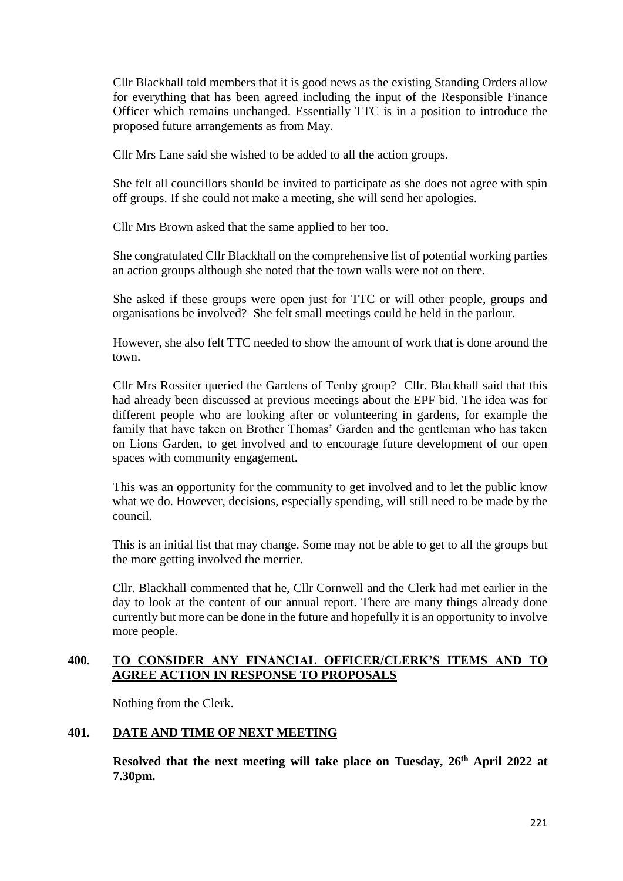Cllr Blackhall told members that it is good news as the existing Standing Orders allow for everything that has been agreed including the input of the Responsible Finance Officer which remains unchanged. Essentially TTC is in a position to introduce the proposed future arrangements as from May.

Cllr Mrs Lane said she wished to be added to all the action groups.

She felt all councillors should be invited to participate as she does not agree with spin off groups. If she could not make a meeting, she will send her apologies.

Cllr Mrs Brown asked that the same applied to her too.

She congratulated Cllr Blackhall on the comprehensive list of potential working parties an action groups although she noted that the town walls were not on there.

She asked if these groups were open just for TTC or will other people, groups and organisations be involved? She felt small meetings could be held in the parlour.

However, she also felt TTC needed to show the amount of work that is done around the town.

Cllr Mrs Rossiter queried the Gardens of Tenby group? Cllr. Blackhall said that this had already been discussed at previous meetings about the EPF bid. The idea was for different people who are looking after or volunteering in gardens, for example the family that have taken on Brother Thomas' Garden and the gentleman who has taken on Lions Garden, to get involved and to encourage future development of our open spaces with community engagement.

This was an opportunity for the community to get involved and to let the public know what we do. However, decisions, especially spending, will still need to be made by the council.

This is an initial list that may change. Some may not be able to get to all the groups but the more getting involved the merrier.

Cllr. Blackhall commented that he, Cllr Cornwell and the Clerk had met earlier in the day to look at the content of our annual report. There are many things already done currently but more can be done in the future and hopefully it is an opportunity to involve more people.

## 400. TO CONSIDER ANY FINANCIAL OFFICER/CLERK'S ITEMS AND TO AGREE ACTION IN RESPONSE TO PROPOSALS

Nothing from the Clerk.

## 401. DATE AND TIME OF NEXT MEETING

**Resolved that the next meeting will take place on Tuesday, 26th April 2022 at 7.30pm.**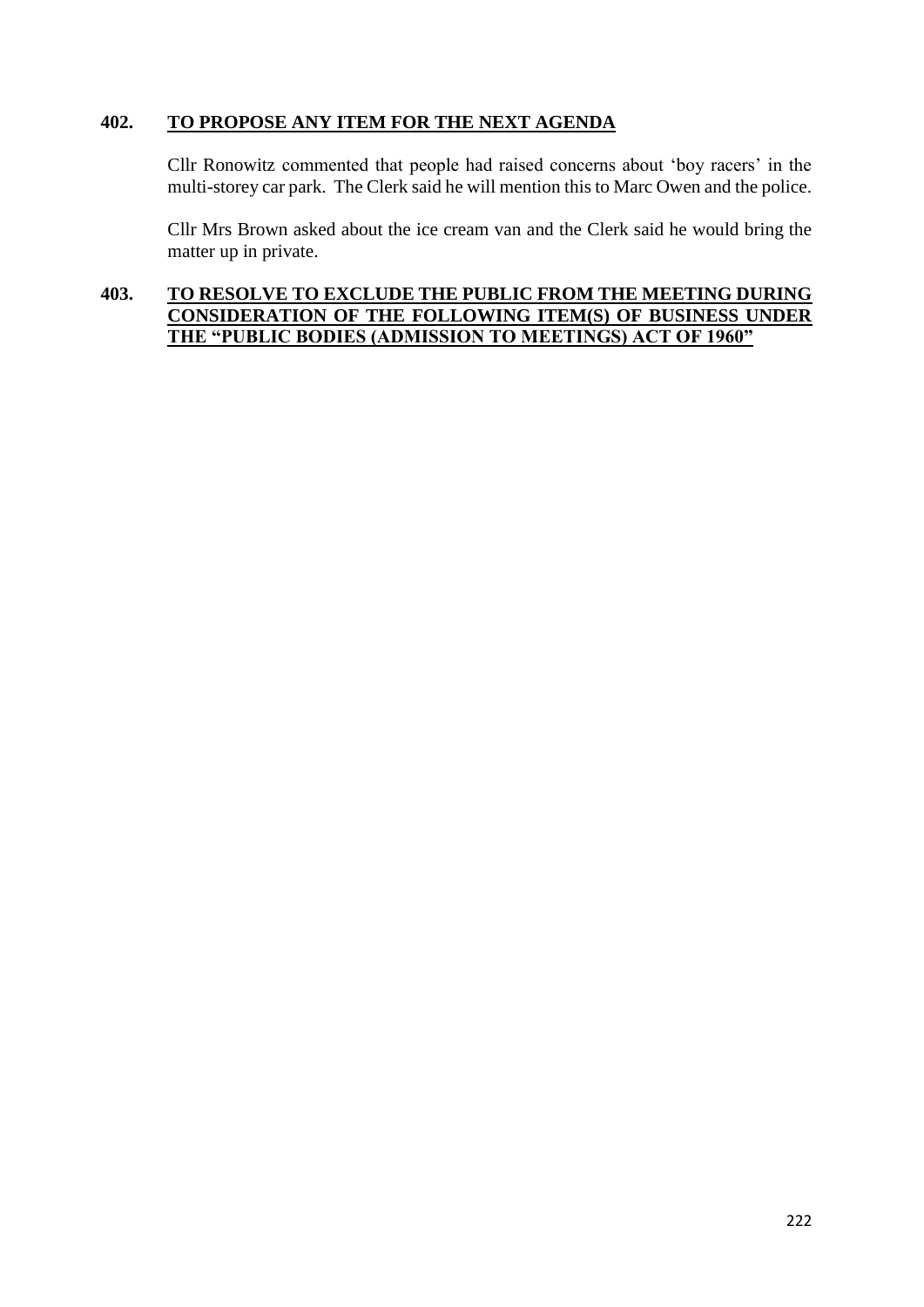**402. TO PROPOSE ANY ITEM FOR THE NEXT AGENDA**

Cllr Ronowitz commented that people had raised concerns about 'boy racers' in the multi-storey car park. The Clerk said he will mention this to Marc Owen and the police.

Cllr Mrs Brown asked about the ice cream van and the Clerk said he would bring the matter up in private.

**403. TO RESOLVE TO EXCLUDE THE PUBLIC FROM THE MEETING DURING CONSIDERATION OF THE FOLLOWING ITEM(S) OF BUSINESS UNDER THE "PUBLIC BODIES (ADMISSION TO MEETINGS) ACT OF 1960"**